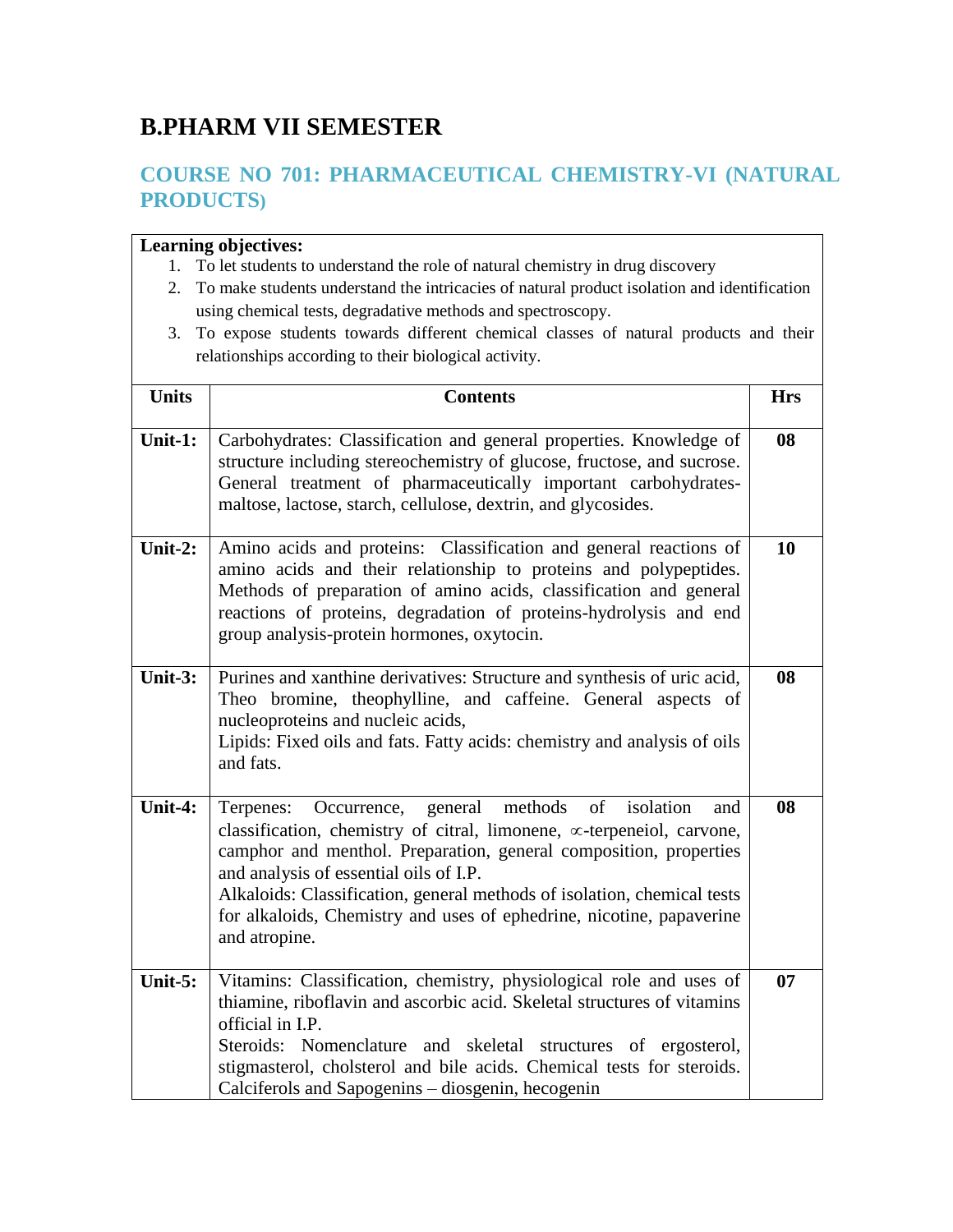# B.PHARM VII SEMESTER

## COURSE NO 701: PHARMACEUTICAL CHEMISTRY-VI (NATURAL PRODUCTS)

**Learning objectives:**

1. To let students to understand the role of natural chemistry in drug discovery
2. To make students understand the intricacies of natural product isolation and identification using chemical tests, degradative methods and spectroscopy.
3. To expose students towards different chemical classes of natural products and their relationships according to their biological activity.

| Units | Contents | Hrs |
|---|---|---|
| **Unit-1:** | Carbohydrates: Classification and general properties. Knowledge of structure including stereochemistry of glucose, fructose, and sucrose. General treatment of pharmaceutically important carbohydrates- maltose, lactose, starch, cellulose, dextrin, and glycosides. | **08** |
| **Unit-2:** | Amino acids and proteins: Classification and general reactions of amino acids and their relationship to proteins and polypeptides. Methods of preparation of amino acids, classification and general reactions of proteins, degradation of proteins-hydrolysis and end group analysis-protein hormones, oxytocin. | **10** |
| **Unit-3:** | Purines and xanthine derivatives: Structure and synthesis of uric acid, Theo bromine, theophylline, and caffeine. General aspects of nucleoproteins and nucleic acids,<br>Lipids: Fixed oils and fats. Fatty acids: chemistry and analysis of oils and fats. | **08** |
| **Unit-4:** | Terpenes: Occurrence, general methods of isolation and classification, chemistry of citral, limonene, ∝-terpeneiol, carvone, camphor and menthol. Preparation, general composition, properties and analysis of essential oils of I.P.<br>Alkaloids: Classification, general methods of isolation, chemical tests for alkaloids, Chemistry and uses of ephedrine, nicotine, papaverine and atropine. | **08** |
| **Unit-5:** | Vitamins: Classification, chemistry, physiological role and uses of thiamine, riboflavin and ascorbic acid. Skeletal structures of vitamins official in I.P.<br>Steroids: Nomenclature and skeletal structures of ergosterol, stigmasterol, cholsterol and bile acids. Chemical tests for steroids. Calciferols and Sapogenins – diosgenin, hecogenin | **07** |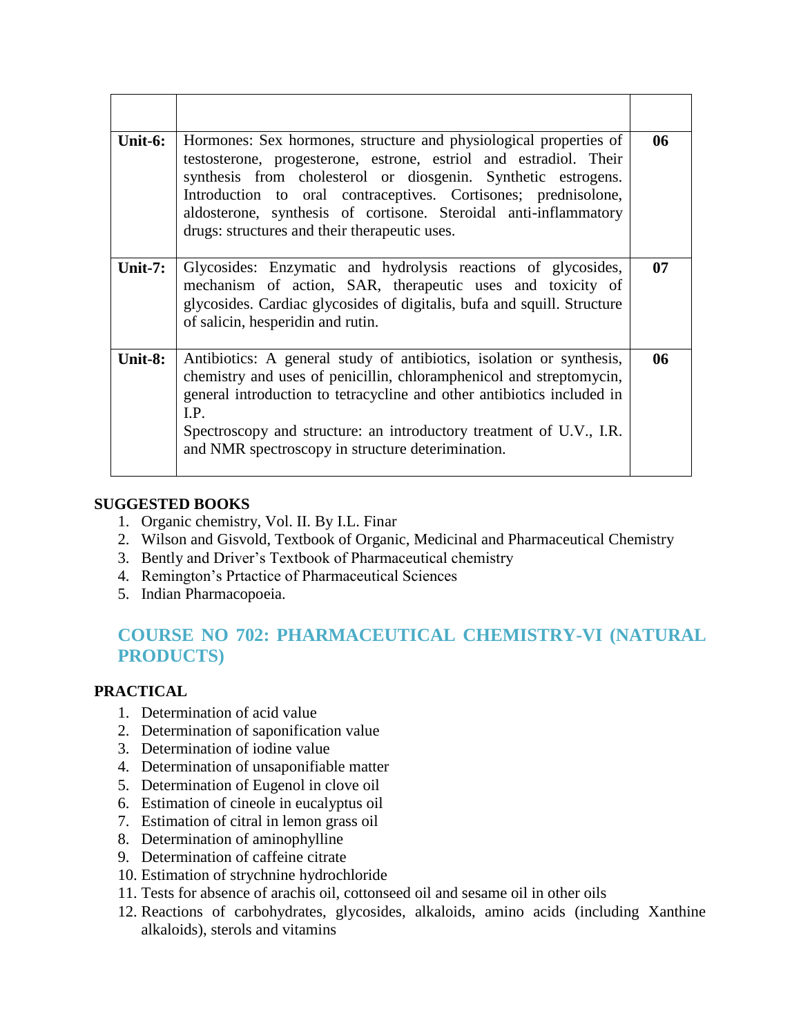| | | |
|---|---|---|
| **Unit-6:** | Hormones: Sex hormones, structure and physiological properties of testosterone, progesterone, estrone, estriol and estradiol. Their synthesis from cholesterol or diosgenin. Synthetic estrogens. Introduction to oral contraceptives. Cortisones; prednisolone, aldosterone, synthesis of cortisone. Steroidal anti-inflammatory drugs: structures and their therapeutic uses. | **06** |
| **Unit-7:** | Glycosides: Enzymatic and hydrolysis reactions of glycosides, mechanism of action, SAR, therapeutic uses and toxicity of glycosides. Cardiac glycosides of digitalis, bufa and squill. Structure of salicin, hesperidin and rutin. | **07** |
| **Unit-8:** | Antibiotics: A general study of antibiotics, isolation or synthesis, chemistry and uses of penicillin, chloramphenicol and streptomycin, general introduction to tetracycline and other antibiotics included in I.P.<br>Spectroscopy and structure: an introductory treatment of U.V., I.R. and NMR spectroscopy in structure deterimination. | **06** |

**SUGGESTED BOOKS**

1. Organic chemistry, Vol. II. By I.L. Finar
2. Wilson and Gisvold, Textbook of Organic, Medicinal and Pharmaceutical Chemistry
3. Bently and Driver's Textbook of Pharmaceutical chemistry
4. Remington's Prtactice of Pharmaceutical Sciences
5. Indian Pharmacopoeia.

## COURSE NO 702: PHARMACEUTICAL CHEMISTRY-VI (NATURAL PRODUCTS)

**PRACTICAL**

1. Determination of acid value
2. Determination of saponification value
3. Determination of iodine value
4. Determination of unsaponifiable matter
5. Determination of Eugenol in clove oil
6. Estimation of cineole in eucalyptus oil
7. Estimation of citral in lemon grass oil
8. Determination of aminophylline
9. Determination of caffeine citrate
10. Estimation of strychnine hydrochloride
11. Tests for absence of arachis oil, cottonseed oil and sesame oil in other oils
12. Reactions of carbohydrates, glycosides, alkaloids, amino acids (including Xanthine alkaloids), sterols and vitamins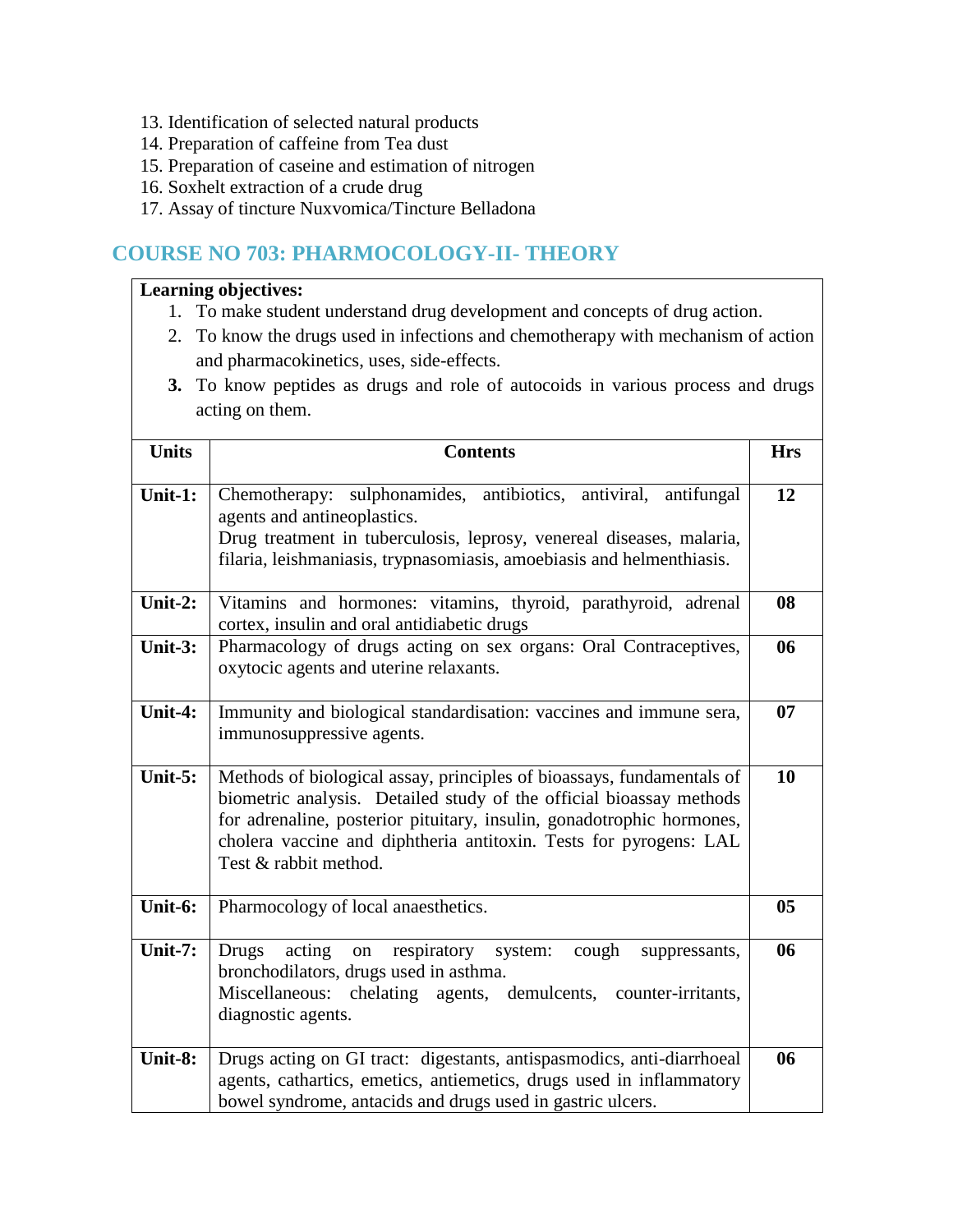13. Identification of selected natural products
14. Preparation of caffeine from Tea dust
15. Preparation of caseine and estimation of nitrogen
16. Soxhelt extraction of a crude drug
17. Assay of tincture Nuxvomica/Tincture Belladona

## COURSE NO 703: PHARMOCOLOGY-II- THEORY

**Learning objectives:**

1. To make student understand drug development and concepts of drug action.
2. To know the drugs used in infections and chemotherapy with mechanism of action and pharmacokinetics, uses, side-effects.
3. To know peptides as drugs and role of autocoids in various process and drugs acting on them.

| Units | Contents | Hrs |
|---|---|---|
| **Unit-1:** | Chemotherapy: sulphonamides, antibiotics, antiviral, antifungal agents and antineoplastics.<br>Drug treatment in tuberculosis, leprosy, venereal diseases, malaria, filaria, leishmaniasis, trypnasomiasis, amoebiasis and helmenthiasis. | **12** |
| **Unit-2:** | Vitamins and hormones: vitamins, thyroid, parathyroid, adrenal cortex, insulin and oral antidiabetic drugs | **08** |
| **Unit-3:** | Pharmacology of drugs acting on sex organs: Oral Contraceptives, oxytocic agents and uterine relaxants. | **06** |
| **Unit-4:** | Immunity and biological standardisation: vaccines and immune sera, immunosuppressive agents. | **07** |
| **Unit-5:** | Methods of biological assay, principles of bioassays, fundamentals of biometric analysis. Detailed study of the official bioassay methods for adrenaline, posterior pituitary, insulin, gonadotrophic hormones, cholera vaccine and diphtheria antitoxin. Tests for pyrogens: LAL Test & rabbit method. | **10** |
| **Unit-6:** | Pharmocology of local anaesthetics. | **05** |
| **Unit-7:** | Drugs acting on respiratory system: cough suppressants, bronchodilators, drugs used in asthma.<br>Miscellaneous: chelating agents, demulcents, counter-irritants, diagnostic agents. | **06** |
| **Unit-8:** | Drugs acting on GI tract: digestants, antispasmodics, anti-diarrhoeal agents, cathartics, emetics, antiemetics, drugs used in inflammatory bowel syndrome, antacids and drugs used in gastric ulcers. | **06** |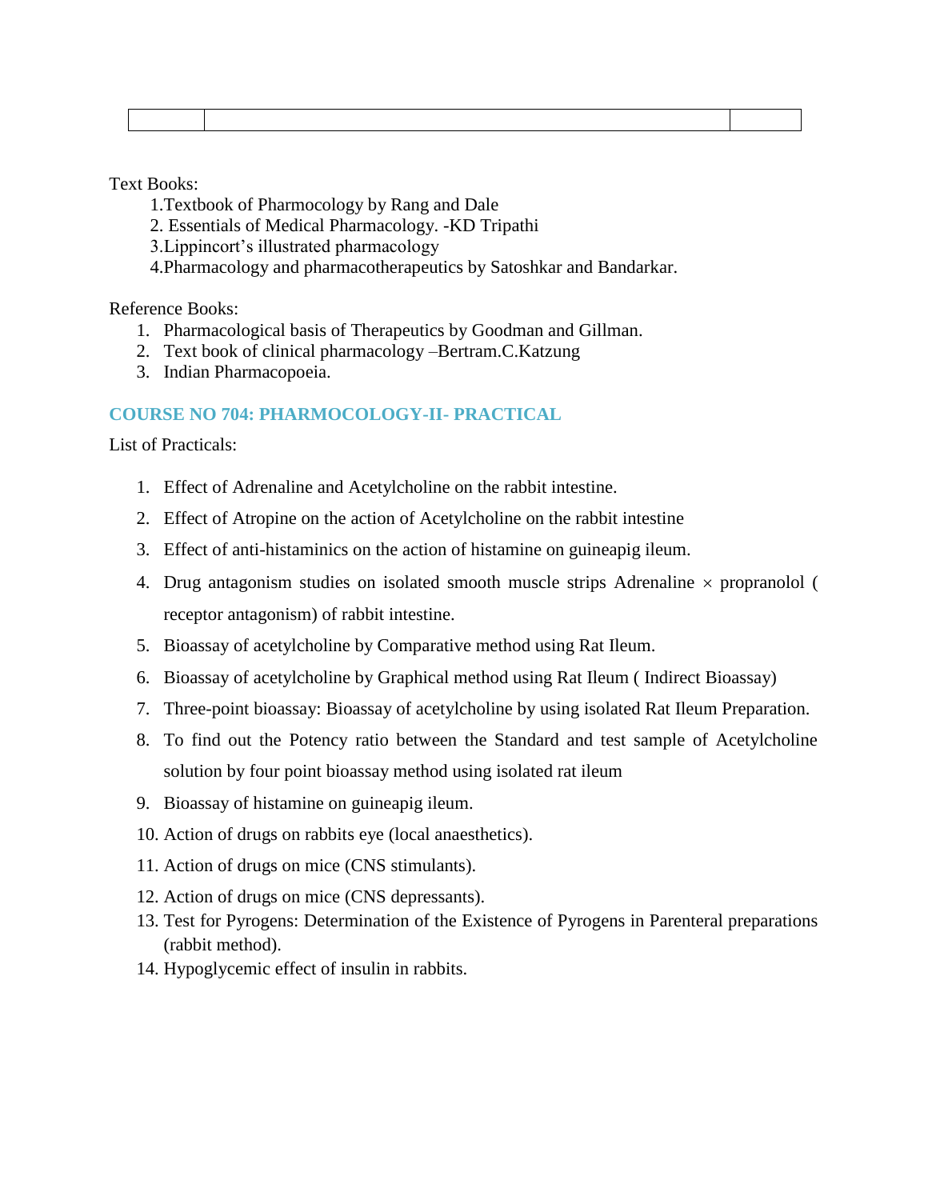| | | |
|---|---|---|

Text Books:

1.Textbook of Pharmocology by Rang and Dale
2. Essentials of Medical Pharmacology. -KD Tripathi
3.Lippincort's illustrated pharmacology
4.Pharmacology and pharmacotherapeutics by Satoshkar and Bandarkar.

Reference Books:

1. Pharmacological basis of Therapeutics by Goodman and Gillman.
2. Text book of clinical pharmacology –Bertram.C.Katzung
3. Indian Pharmacopoeia.

## COURSE NO 704: PHARMOCOLOGY-II- PRACTICAL

List of Practicals:

1. Effect of Adrenaline and Acetylcholine on the rabbit intestine.
2. Effect of Atropine on the action of Acetylcholine on the rabbit intestine
3. Effect of anti-histaminics on the action of histamine on guineapig ileum.
4. Drug antagonism studies on isolated smooth muscle strips Adrenaline × propranolol ( receptor antagonism) of rabbit intestine.
5. Bioassay of acetylcholine by Comparative method using Rat Ileum.
6. Bioassay of acetylcholine by Graphical method using Rat Ileum ( Indirect Bioassay)
7. Three-point bioassay: Bioassay of acetylcholine by using isolated Rat Ileum Preparation.
8. To find out the Potency ratio between the Standard and test sample of Acetylcholine solution by four point bioassay method using isolated rat ileum
9. Bioassay of histamine on guineapig ileum.
10. Action of drugs on rabbits eye (local anaesthetics).
11. Action of drugs on mice (CNS stimulants).
12. Action of drugs on mice (CNS depressants).
13. Test for Pyrogens: Determination of the Existence of Pyrogens in Parenteral preparations (rabbit method).
14. Hypoglycemic effect of insulin in rabbits.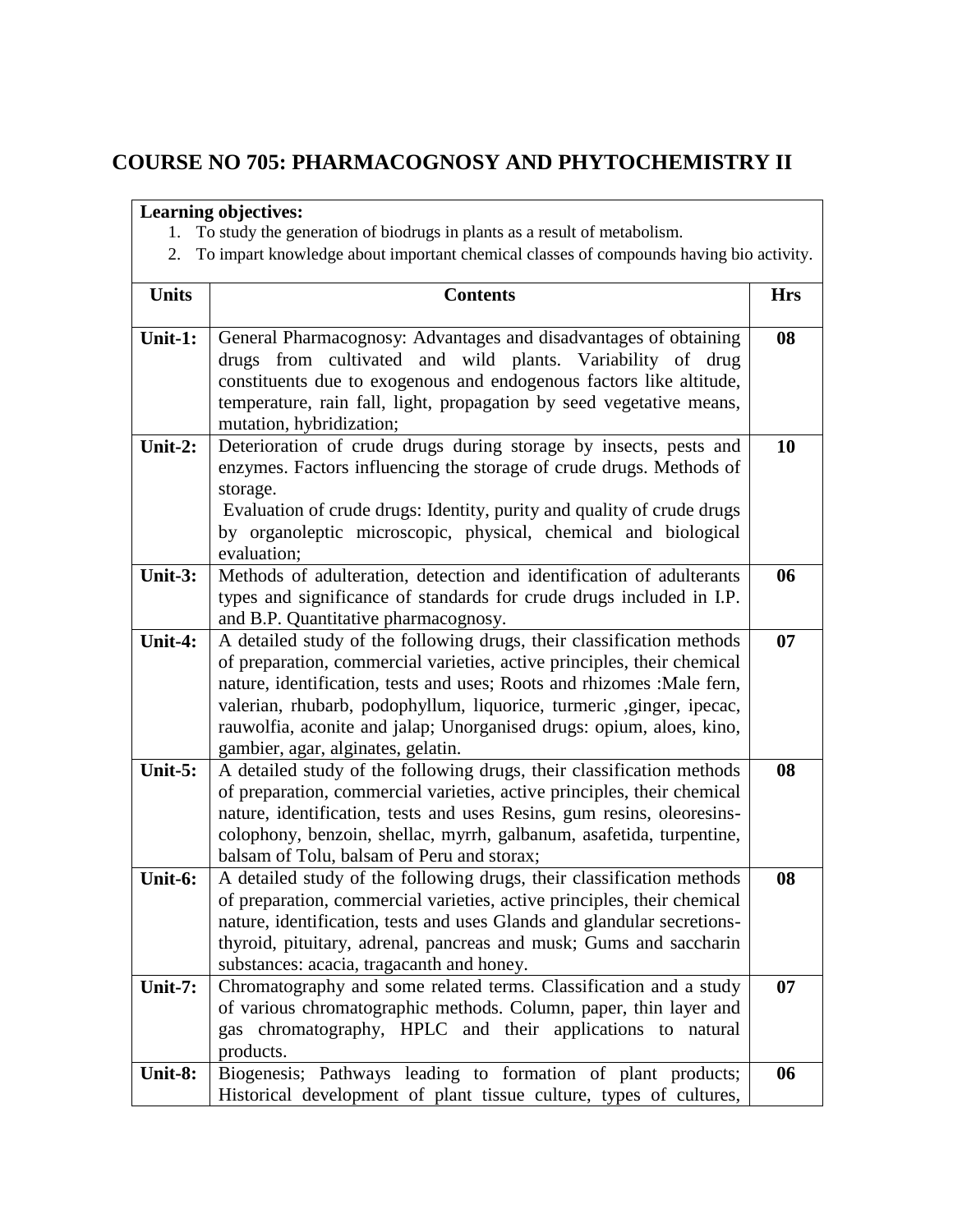## COURSE NO 705: PHARMACOGNOSY AND PHYTOCHEMISTRY II

**Learning objectives:**

1. To study the generation of biodrugs in plants as a result of metabolism.
2. To impart knowledge about important chemical classes of compounds having bio activity.

| Units | Contents | Hrs |
|---|---|---|
| **Unit-1:** | General Pharmacognosy: Advantages and disadvantages of obtaining drugs from cultivated and wild plants. Variability of drug constituents due to exogenous and endogenous factors like altitude, temperature, rain fall, light, propagation by seed vegetative means, mutation, hybridization; | **08** |
| **Unit-2:** | Deterioration of crude drugs during storage by insects, pests and enzymes. Factors influencing the storage of crude drugs. Methods of storage. Evaluation of crude drugs: Identity, purity and quality of crude drugs by organoleptic microscopic, physical, chemical and biological evaluation; | **10** |
| **Unit-3:** | Methods of adulteration, detection and identification of adulterants types and significance of standards for crude drugs included in I.P. and B.P. Quantitative pharmacognosy. | **06** |
| **Unit-4:** | A detailed study of the following drugs, their classification methods of preparation, commercial varieties, active principles, their chemical nature, identification, tests and uses; Roots and rhizomes :Male fern, valerian, rhubarb, podophyllum, liquorice, turmeric ,ginger, ipecac, rauwolfia, aconite and jalap; Unorganised drugs: opium, aloes, kino, gambier, agar, alginates, gelatin. | **07** |
| **Unit-5:** | A detailed study of the following drugs, their classification methods of preparation, commercial varieties, active principles, their chemical nature, identification, tests and uses Resins, gum resins, oleoresins-colophony, benzoin, shellac, myrrh, galbanum, asafetida, turpentine, balsam of Tolu, balsam of Peru and storax; | **08** |
| **Unit-6:** | A detailed study of the following drugs, their classification methods of preparation, commercial varieties, active principles, their chemical nature, identification, tests and uses Glands and glandular secretions-thyroid, pituitary, adrenal, pancreas and musk; Gums and saccharin substances: acacia, tragacanth and honey. | **08** |
| **Unit-7:** | Chromatography and some related terms. Classification and a study of various chromatographic methods. Column, paper, thin layer and gas chromatography, HPLC and their applications to natural products. | **07** |
| **Unit-8:** | Biogenesis; Pathways leading to formation of plant products; Historical development of plant tissue culture, types of cultures, | **06** |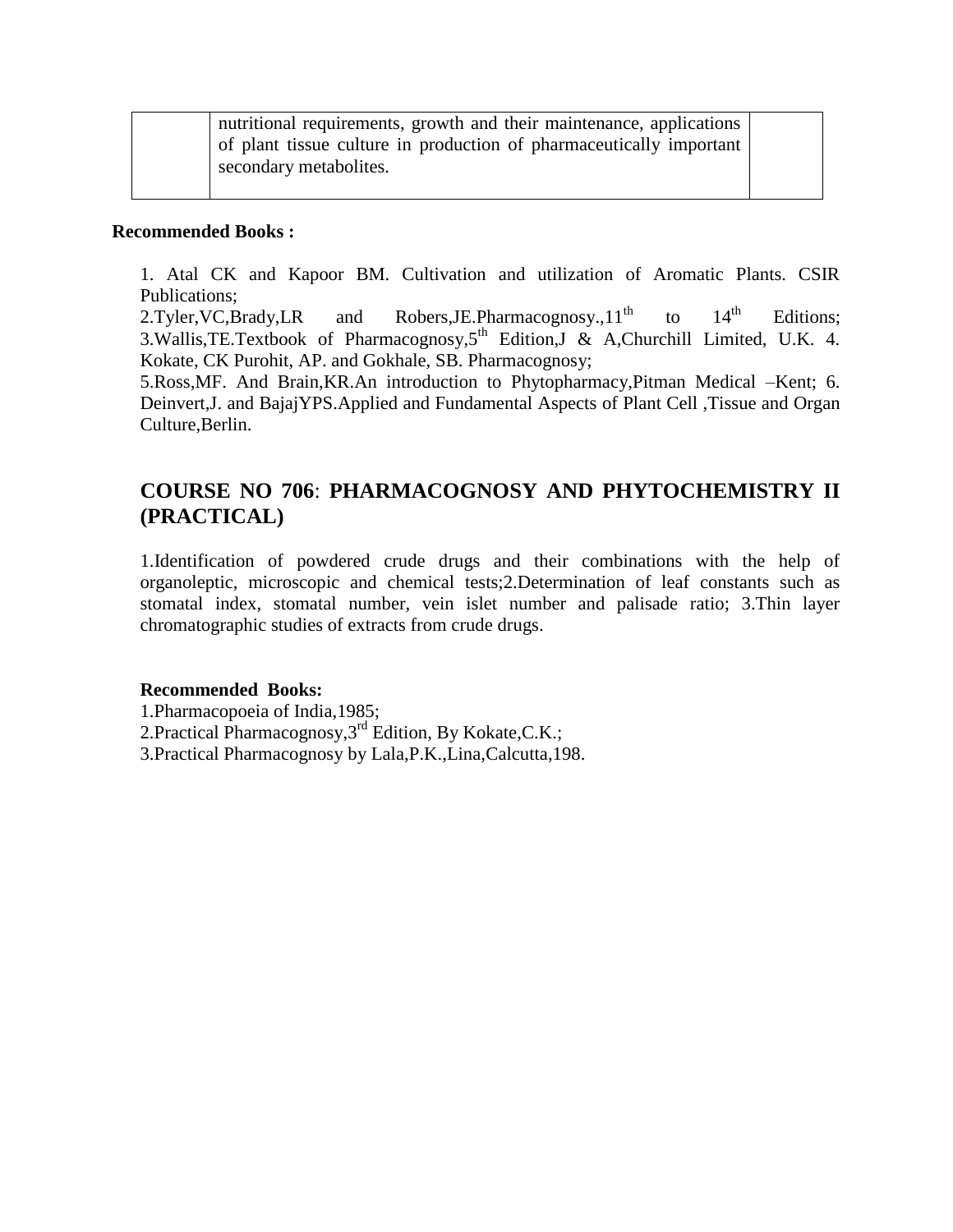| | nutritional requirements, growth and their maintenance, applications of plant tissue culture in production of pharmaceutically important secondary metabolites. | |
|---|---|---|

**Recommended Books :**

1. Atal CK and Kapoor BM. Cultivation and utilization of Aromatic Plants. CSIR Publications;
2.Tyler,VC,Brady,LR and Robers,JE.Pharmacognosy.,11th to 14th Editions; 3.Wallis,TE.Textbook of Pharmacognosy,5th Edition,J & A,Churchill Limited, U.K. 4. Kokate, CK Purohit, AP. and Gokhale, SB. Pharmacognosy;
5.Ross,MF. And Brain,KR.An introduction to Phytopharmacy,Pitman Medical –Kent; 6. Deinvert,J. and BajajYPS.Applied and Fundamental Aspects of Plant Cell ,Tissue and Organ Culture,Berlin.

## COURSE NO 706: PHARMACOGNOSY AND PHYTOCHEMISTRY II (PRACTICAL)

1.Identification of powdered crude drugs and their combinations with the help of organoleptic, microscopic and chemical tests;2.Determination of leaf constants such as stomatal index, stomatal number, vein islet number and palisade ratio; 3.Thin layer chromatographic studies of extracts from crude drugs.

**Recommended Books:**

1.Pharmacopoeia of India,1985;
2.Practical Pharmacognosy,3rd Edition, By Kokate,C.K.;
3.Practical Pharmacognosy by Lala,P.K.,Lina,Calcutta,198.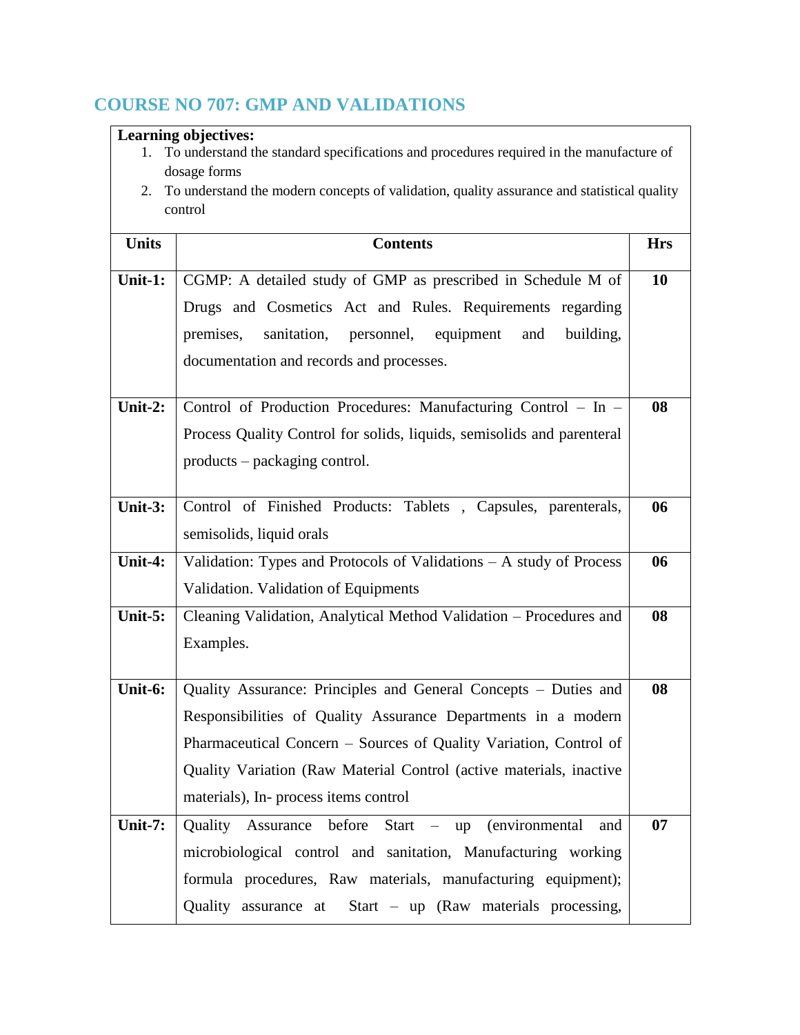## COURSE NO 707: GMP AND VALIDATIONS

**Learning objectives:**

1. To understand the standard specifications and procedures required in the manufacture of dosage forms
2. To understand the modern concepts of validation, quality assurance and statistical quality control

| Units | Contents | Hrs |
|---|---|---|
| **Unit-1:** | CGMP: A detailed study of GMP as prescribed in Schedule M of Drugs and Cosmetics Act and Rules. Requirements regarding premises, sanitation, personnel, equipment and building, documentation and records and processes. | **10** |
| **Unit-2:** | Control of Production Procedures: Manufacturing Control – In – Process Quality Control for solids, liquids, semisolids and parenteral products – packaging control. | **08** |
| **Unit-3:** | Control of Finished Products: Tablets , Capsules, parenterals, semisolids, liquid orals | **06** |
| **Unit-4:** | Validation: Types and Protocols of Validations – A study of Process Validation. Validation of Equipments | **06** |
| **Unit-5:** | Cleaning Validation, Analytical Method Validation – Procedures and Examples. | **08** |
| **Unit-6:** | Quality Assurance: Principles and General Concepts – Duties and Responsibilities of Quality Assurance Departments in a modern Pharmaceutical Concern – Sources of Quality Variation, Control of Quality Variation (Raw Material Control (active materials, inactive materials), In- process items control | **08** |
| **Unit-7:** | Quality Assurance before Start – up (environmental and microbiological control and sanitation, Manufacturing working formula procedures, Raw materials, manufacturing equipment); Quality assurance at Start – up (Raw materials processing, | **07** |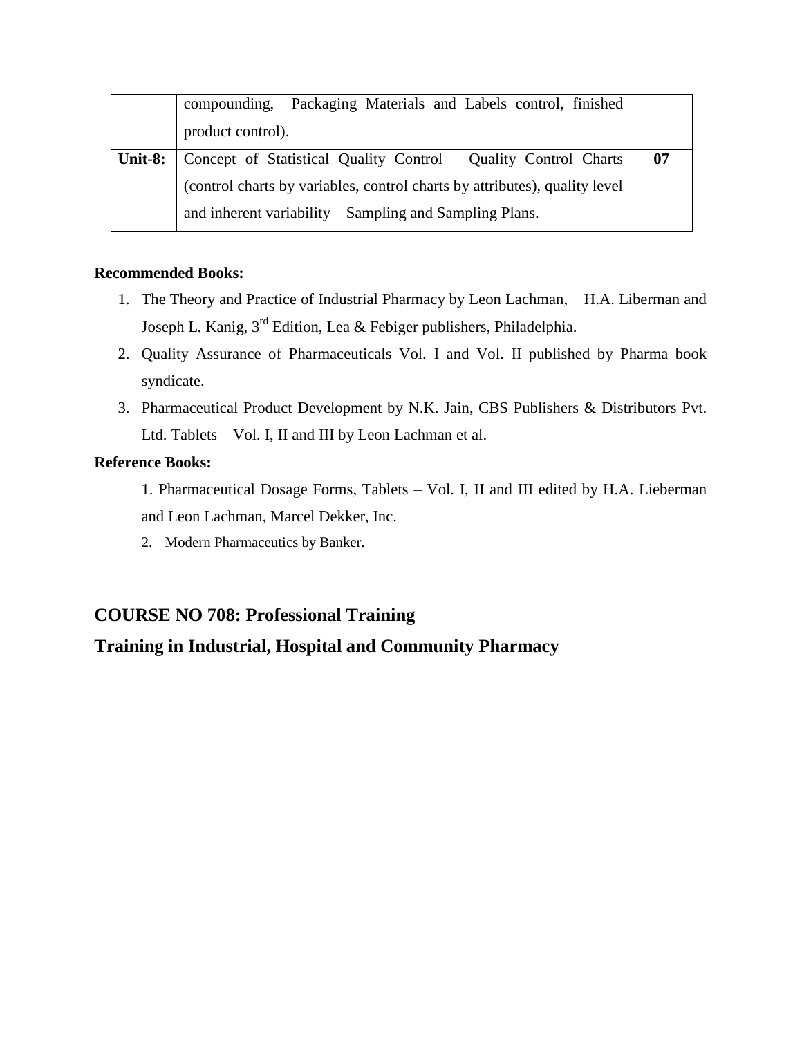| | | |
|---|---|---|
| | compounding, Packaging Materials and Labels control, finished product control). | |
| **Unit-8:** | Concept of Statistical Quality Control – Quality Control Charts (control charts by variables, control charts by attributes), quality level and inherent variability – Sampling and Sampling Plans. | **07** |

**Recommended Books:**

1. The Theory and Practice of Industrial Pharmacy by Leon Lachman, H.A. Liberman and Joseph L. Kanig, 3rd Edition, Lea & Febiger publishers, Philadelphia.
2. Quality Assurance of Pharmaceuticals Vol. I and Vol. II published by Pharma book syndicate.
3. Pharmaceutical Product Development by N.K. Jain, CBS Publishers & Distributors Pvt. Ltd. Tablets – Vol. I, II and III by Leon Lachman et al.

**Reference Books:**

1. Pharmaceutical Dosage Forms, Tablets – Vol. I, II and III edited by H.A. Lieberman and Leon Lachman, Marcel Dekker, Inc.
2. Modern Pharmaceutics by Banker.

## COURSE NO 708: Professional Training

## Training in Industrial, Hospital and Community Pharmacy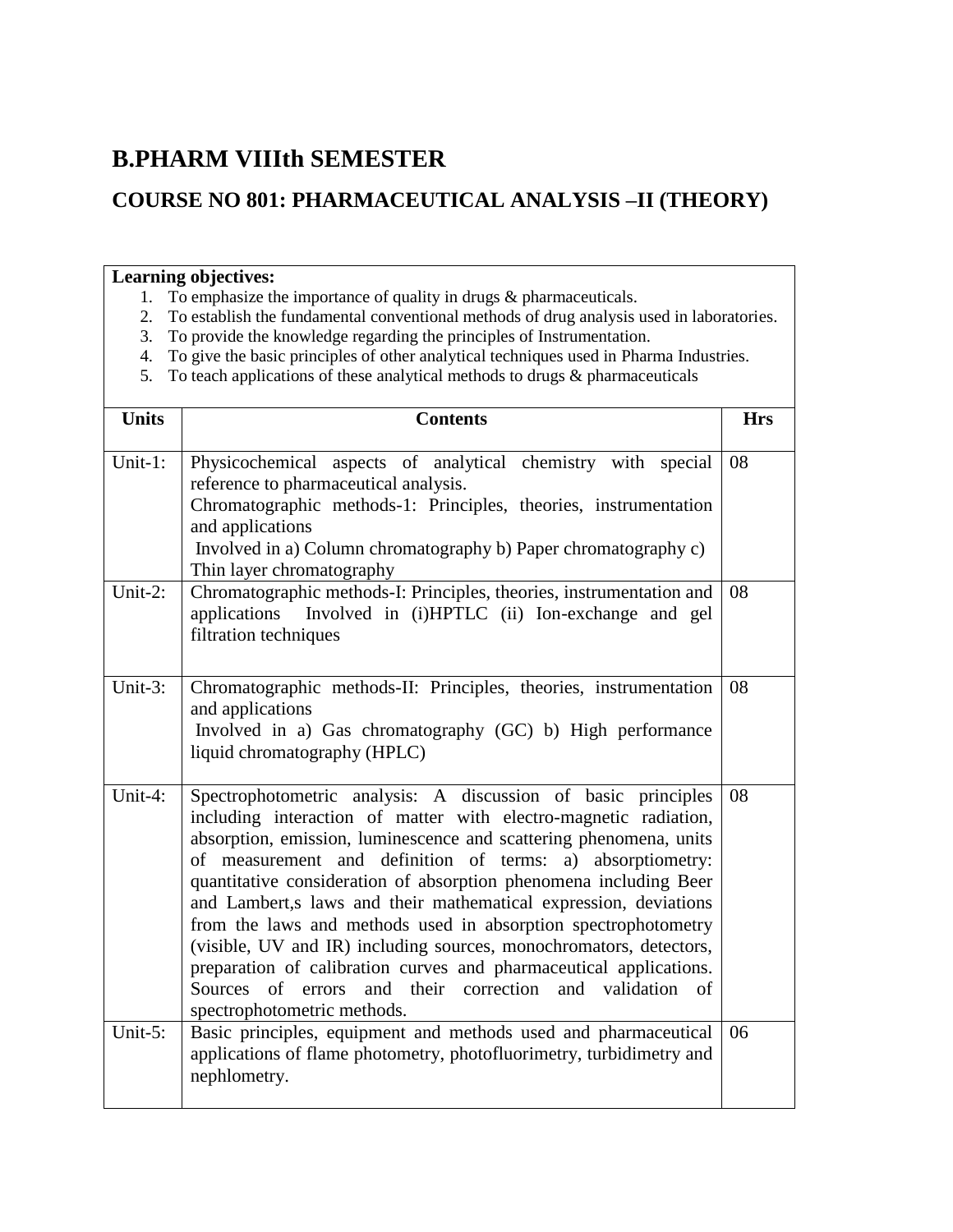# B.PHARM VIIIth SEMESTER

## COURSE NO 801: PHARMACEUTICAL ANALYSIS –II (THEORY)

**Learning objectives:**

1. To emphasize the importance of quality in drugs & pharmaceuticals.
2. To establish the fundamental conventional methods of drug analysis used in laboratories.
3. To provide the knowledge regarding the principles of Instrumentation.
4. To give the basic principles of other analytical techniques used in Pharma Industries.
5. To teach applications of these analytical methods to drugs & pharmaceuticals

| Units | Contents | Hrs |
|---|---|---|
| Unit-1: | Physicochemical aspects of analytical chemistry with special reference to pharmaceutical analysis. Chromatographic methods-1: Principles, theories, instrumentation and applications Involved in a) Column chromatography b) Paper chromatography c) Thin layer chromatography | 08 |
| Unit-2: | Chromatographic methods-I: Principles, theories, instrumentation and applications Involved in (i)HPTLC (ii) Ion-exchange and gel filtration techniques | 08 |
| Unit-3: | Chromatographic methods-II: Principles, theories, instrumentation and applications Involved in a) Gas chromatography (GC) b) High performance liquid chromatography (HPLC) | 08 |
| Unit-4: | Spectrophotometric analysis: A discussion of basic principles including interaction of matter with electro-magnetic radiation, absorption, emission, luminescence and scattering phenomena, units of measurement and definition of terms: a) absorptiometry: quantitative consideration of absorption phenomena including Beer and Lambert,s laws and their mathematical expression, deviations from the laws and methods used in absorption spectrophotometry (visible, UV and IR) including sources, monochromators, detectors, preparation of calibration curves and pharmaceutical applications. Sources of errors and their correction and validation of spectrophotometric methods. | 08 |
| Unit-5: | Basic principles, equipment and methods used and pharmaceutical applications of flame photometry, photofluorimetry, turbidimetry and nephlometry. | 06 |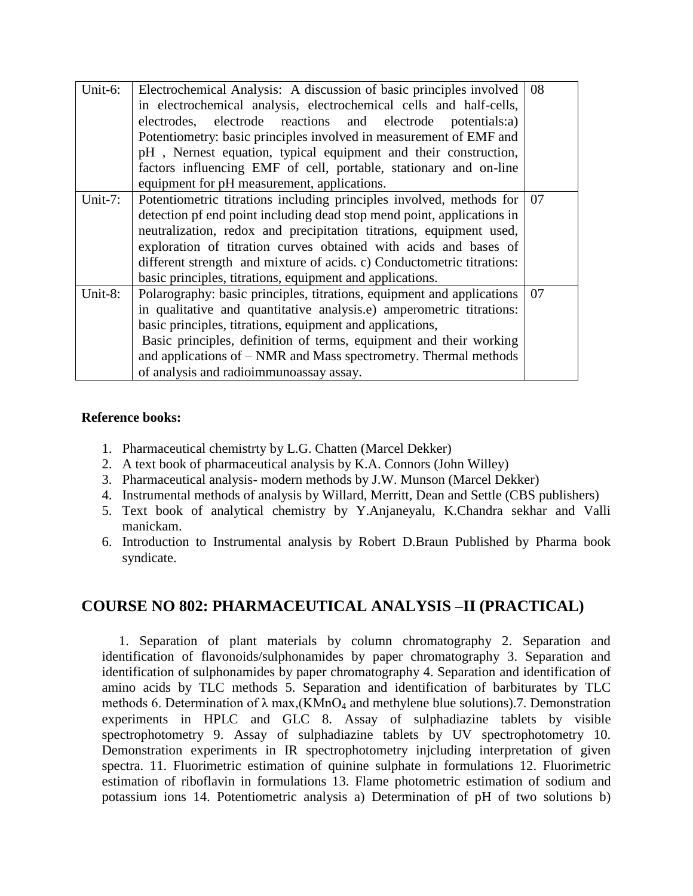| Unit-6: | Electrochemical Analysis: A discussion of basic principles involved in electrochemical analysis, electrochemical cells and half-cells, electrodes, electrode reactions and electrode potentials:a) Potentiometry: basic principles involved in measurement of EMF and pH , Nernest equation, typical equipment and their construction, factors influencing EMF of cell, portable, stationary and on-line equipment for pH measurement, applications. | 08 |
|---|---|---|
| Unit-7: | Potentiometric titrations including principles involved, methods for detection pf end point including dead stop mend point, applications in neutralization, redox and precipitation titrations, equipment used, exploration of titration curves obtained with acids and bases of different strength and mixture of acids. c) Conductometric titrations: basic principles, titrations, equipment and applications. | 07 |
| Unit-8: | Polarography: basic principles, titrations, equipment and applications in qualitative and quantitative analysis.e) amperometric titrations: basic principles, titrations, equipment and applications, Basic principles, definition of terms, equipment and their working and applications of – NMR and Mass spectrometry. Thermal methods of analysis and radioimmunoassay assay. | 07 |

**Reference books:**

1. Pharmaceutical chemistrty by L.G. Chatten (Marcel Dekker)
2. A text book of pharmaceutical analysis by K.A. Connors (John Willey)
3. Pharmaceutical analysis- modern methods by J.W. Munson (Marcel Dekker)
4. Instrumental methods of analysis by Willard, Merritt, Dean and Settle (CBS publishers)
5. Text book of analytical chemistry by Y.Anjaneyalu, K.Chandra sekhar and Valli manickam.
6. Introduction to Instrumental analysis by Robert D.Braun Published by Pharma book syndicate.

## COURSE NO 802: PHARMACEUTICAL ANALYSIS –II (PRACTICAL)

1. Separation of plant materials by column chromatography 2. Separation and identification of flavonoids/sulphonamides by paper chromatography 3. Separation and identification of sulphonamides by paper chromatography 4. Separation and identification of amino acids by TLC methods 5. Separation and identification of barbiturates by TLC methods 6. Determination of $\lambda$ max,($KMnO_4$ and methylene blue solutions).7. Demonstration experiments in HPLC and GLC 8. Assay of sulphadiazine tablets by visible spectrophotometry 9. Assay of sulphadiazine tablets by UV spectrophotometry 10. Demonstration experiments in IR spectrophotometry injcluding interpretation of given spectra. 11. Fluorimetric estimation of quinine sulphate in formulations 12. Fluorimetric estimation of riboflavin in formulations 13. Flame photometric estimation of sodium and potassium ions 14. Potentiometric analysis a) Determination of pH of two solutions b)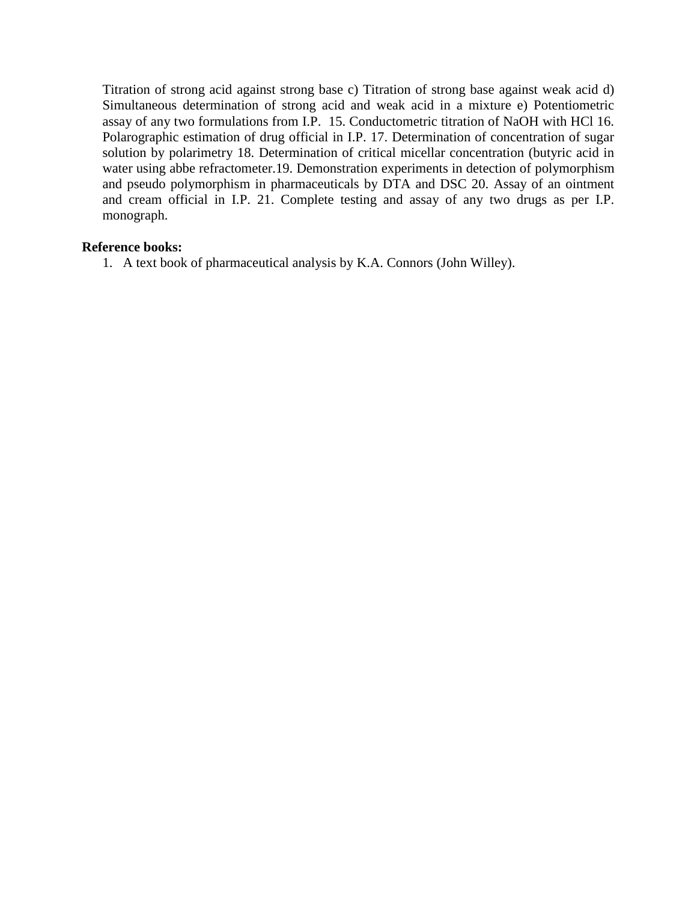Titration of strong acid against strong base c) Titration of strong base against weak acid d) Simultaneous determination of strong acid and weak acid in a mixture e) Potentiometric assay of any two formulations from I.P. 15. Conductometric titration of NaOH with HCl 16. Polarographic estimation of drug official in I.P. 17. Determination of concentration of sugar solution by polarimetry 18. Determination of critical micellar concentration (butyric acid in water using abbe refractometer.19. Demonstration experiments in detection of polymorphism and pseudo polymorphism in pharmaceuticals by DTA and DSC 20. Assay of an ointment and cream official in I.P. 21. Complete testing and assay of any two drugs as per I.P. monograph.

**Reference books:**

1. A text book of pharmaceutical analysis by K.A. Connors (John Willey).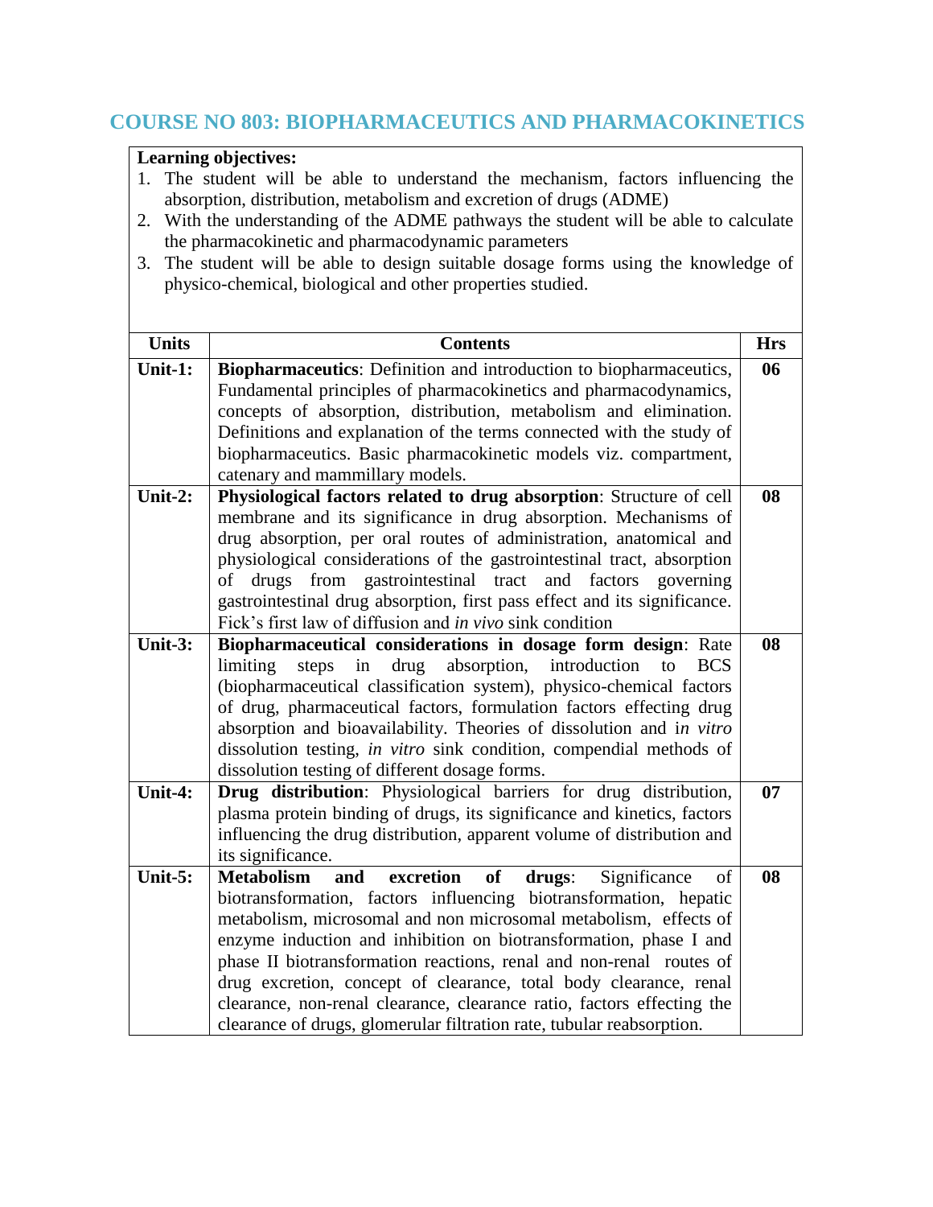## COURSE NO 803: BIOPHARMACEUTICS AND PHARMACOKINETICS

**Learning objectives:**

1. The student will be able to understand the mechanism, factors influencing the absorption, distribution, metabolism and excretion of drugs (ADME)
2. With the understanding of the ADME pathways the student will be able to calculate the pharmacokinetic and pharmacodynamic parameters
3. The student will be able to design suitable dosage forms using the knowledge of physico-chemical, biological and other properties studied.

| Units | Contents | Hrs |
|---|---|---|
| **Unit-1:** | **Biopharmaceutics**: Definition and introduction to biopharmaceutics, Fundamental principles of pharmacokinetics and pharmacodynamics, concepts of absorption, distribution, metabolism and elimination. Definitions and explanation of the terms connected with the study of biopharmaceutics. Basic pharmacokinetic models viz. compartment, catenary and mammillary models. | **06** |
| **Unit-2:** | **Physiological factors related to drug absorption**: Structure of cell membrane and its significance in drug absorption. Mechanisms of drug absorption, per oral routes of administration, anatomical and physiological considerations of the gastrointestinal tract, absorption of drugs from gastrointestinal tract and factors governing gastrointestinal drug absorption, first pass effect and its significance. Fick's first law of diffusion and *in vivo* sink condition | **08** |
| **Unit-3:** | **Biopharmaceutical considerations in dosage form design**: Rate limiting steps in drug absorption, introduction to BCS (biopharmaceutical classification system), physico-chemical factors of drug, pharmaceutical factors, formulation factors effecting drug absorption and bioavailability. Theories of dissolution and i*n vitro* dissolution testing, *in vitro* sink condition, compendial methods of dissolution testing of different dosage forms. | **08** |
| **Unit-4:** | **Drug distribution**: Physiological barriers for drug distribution, plasma protein binding of drugs, its significance and kinetics, factors influencing the drug distribution, apparent volume of distribution and its significance. | **07** |
| **Unit-5:** | **Metabolism and excretion of drugs**: Significance of biotransformation, factors influencing biotransformation, hepatic metabolism, microsomal and non microsomal metabolism, effects of enzyme induction and inhibition on biotransformation, phase I and phase II biotransformation reactions, renal and non-renal routes of drug excretion, concept of clearance, total body clearance, renal clearance, non-renal clearance, clearance ratio, factors effecting the clearance of drugs, glomerular filtration rate, tubular reabsorption. | **08** |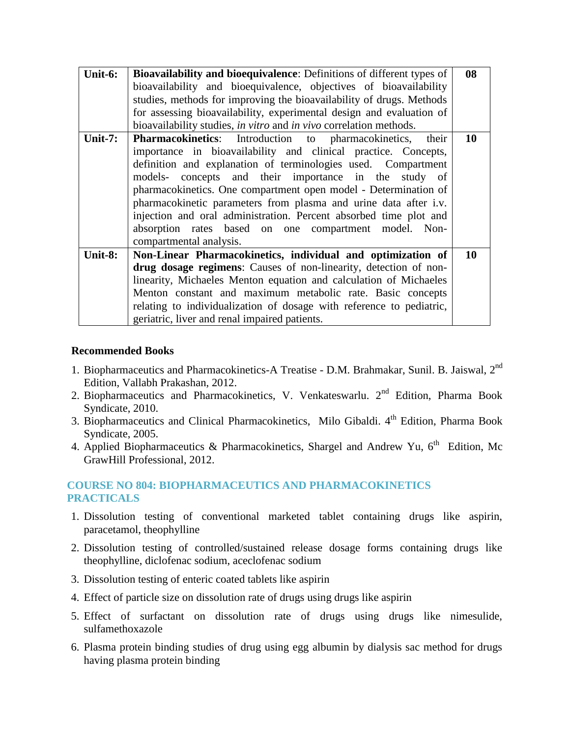| Unit-6: | **Bioavailability and bioequivalence**: Definitions of different types of bioavailability and bioequivalence, objectives of bioavailability studies, methods for improving the bioavailability of drugs. Methods for assessing bioavailability, experimental design and evaluation of bioavailability studies, *in vitro* and *in vivo* correlation methods. | 08 |
|---|---|---|
| Unit-7: | **Pharmacokinetics**: Introduction to pharmacokinetics, their importance in bioavailability and clinical practice. Concepts, definition and explanation of terminologies used. Compartment models- concepts and their importance in the study of pharmacokinetics. One compartment open model - Determination of pharmacokinetic parameters from plasma and urine data after i.v. injection and oral administration. Percent absorbed time plot and absorption rates based on one compartment model. Non-compartmental analysis. | 10 |
| Unit-8: | **Non-Linear Pharmacokinetics, individual and optimization of drug dosage regimens**: Causes of non-linearity, detection of non-linearity, Michaeles Menton equation and calculation of Michaeles Menton constant and maximum metabolic rate. Basic concepts relating to individualization of dosage with reference to pediatric, geriatric, liver and renal impaired patients. | 10 |

**Recommended Books**

1. Biopharmaceutics and Pharmacokinetics-A Treatise - D.M. Brahmakar, Sunil. B. Jaiswal, 2nd Edition, Vallabh Prakashan, 2012.
2. Biopharmaceutics and Pharmacokinetics, V. Venkateswarlu. 2nd Edition, Pharma Book Syndicate, 2010.
3. Biopharmaceutics and Clinical Pharmacokinetics, Milo Gibaldi. 4th Edition, Pharma Book Syndicate, 2005.
4. Applied Biopharmaceutics & Pharmacokinetics, Shargel and Andrew Yu, 6th Edition, Mc GrawHill Professional, 2012.

## COURSE NO 804: BIOPHARMACEUTICS AND PHARMACOKINETICS PRACTICALS

1. Dissolution testing of conventional marketed tablet containing drugs like aspirin, paracetamol, theophylline
2. Dissolution testing of controlled/sustained release dosage forms containing drugs like theophylline, diclofenac sodium, aceclofenac sodium
3. Dissolution testing of enteric coated tablets like aspirin
4. Effect of particle size on dissolution rate of drugs using drugs like aspirin
5. Effect of surfactant on dissolution rate of drugs using drugs like nimesulide, sulfamethoxazole
6. Plasma protein binding studies of drug using egg albumin by dialysis sac method for drugs having plasma protein binding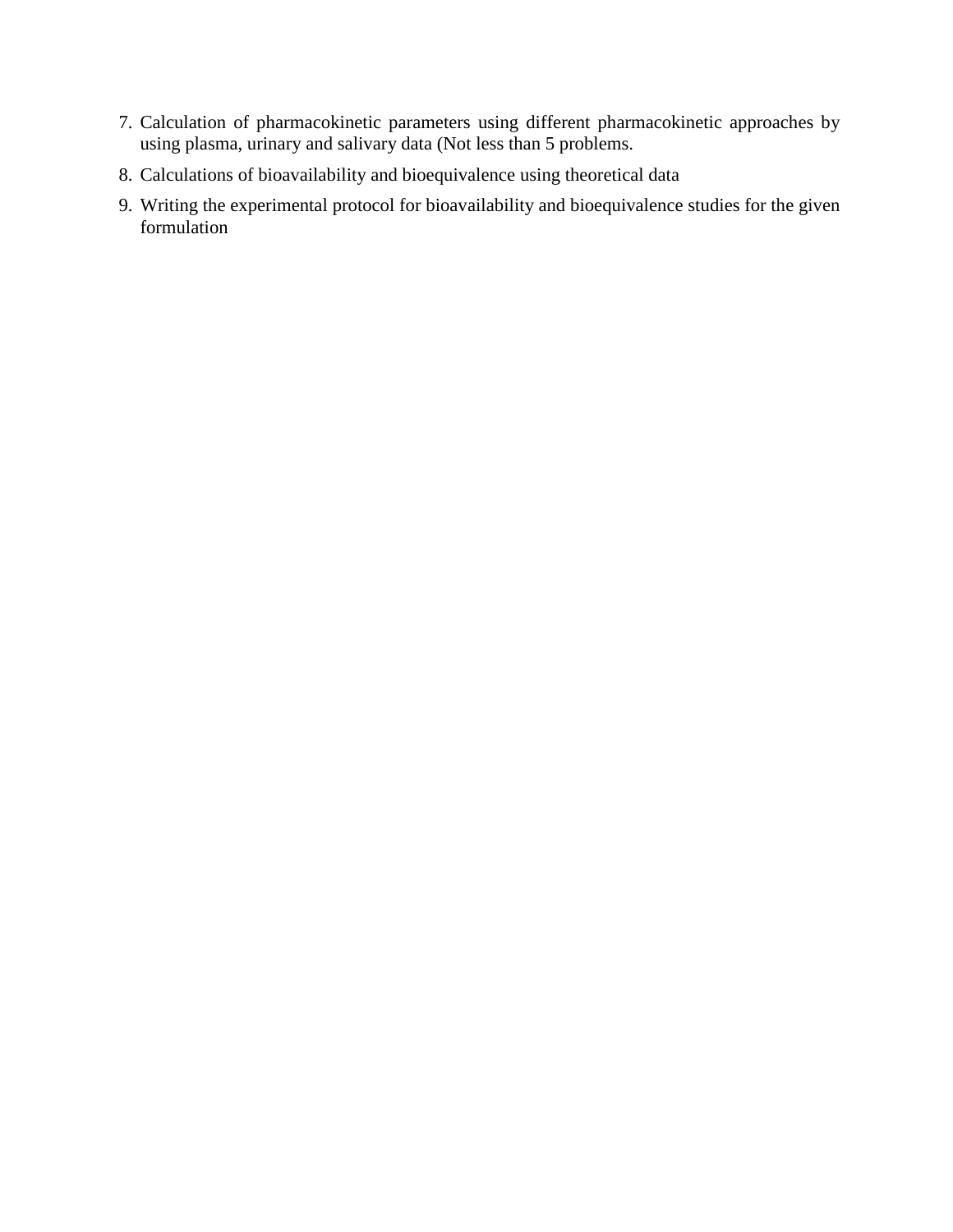7. Calculation of pharmacokinetic parameters using different pharmacokinetic approaches by using plasma, urinary and salivary data (Not less than 5 problems.
8. Calculations of bioavailability and bioequivalence using theoretical data
9. Writing the experimental protocol for bioavailability and bioequivalence studies for the given formulation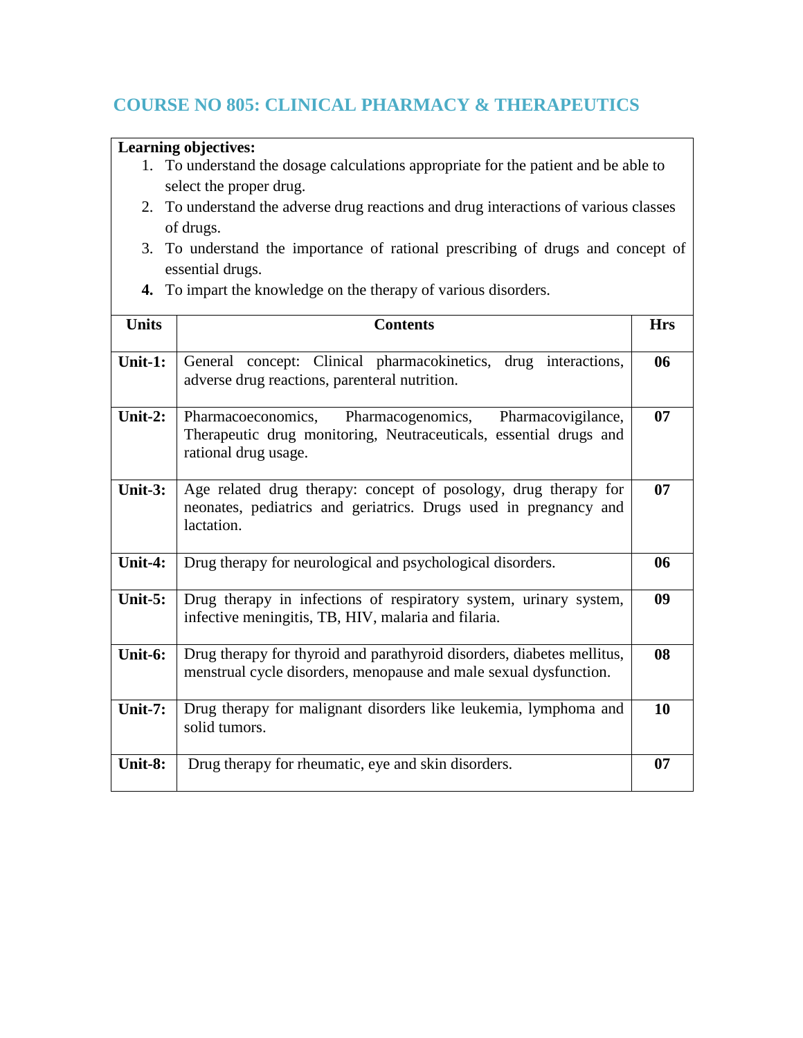## COURSE NO 805: CLINICAL PHARMACY & THERAPEUTICS

**Learning objectives:**

1. To understand the dosage calculations appropriate for the patient and be able to select the proper drug.
2. To understand the adverse drug reactions and drug interactions of various classes of drugs.
3. To understand the importance of rational prescribing of drugs and concept of essential drugs.
4. To impart the knowledge on the therapy of various disorders.

| Units | Contents | Hrs |
|---|---|---|
| **Unit-1:** | General concept: Clinical pharmacokinetics, drug interactions, adverse drug reactions, parenteral nutrition. | **06** |
| **Unit-2:** | Pharmacoeconomics, Pharmacogenomics, Pharmacovigilance, Therapeutic drug monitoring, Neutraceuticals, essential drugs and rational drug usage. | **07** |
| **Unit-3:** | Age related drug therapy: concept of posology, drug therapy for neonates, pediatrics and geriatrics. Drugs used in pregnancy and lactation. | **07** |
| **Unit-4:** | Drug therapy for neurological and psychological disorders. | **06** |
| **Unit-5:** | Drug therapy in infections of respiratory system, urinary system, infective meningitis, TB, HIV, malaria and filaria. | **09** |
| **Unit-6:** | Drug therapy for thyroid and parathyroid disorders, diabetes mellitus, menstrual cycle disorders, menopause and male sexual dysfunction. | **08** |
| **Unit-7:** | Drug therapy for malignant disorders like leukemia, lymphoma and solid tumors. | **10** |
| **Unit-8:** | Drug therapy for rheumatic, eye and skin disorders. | **07** |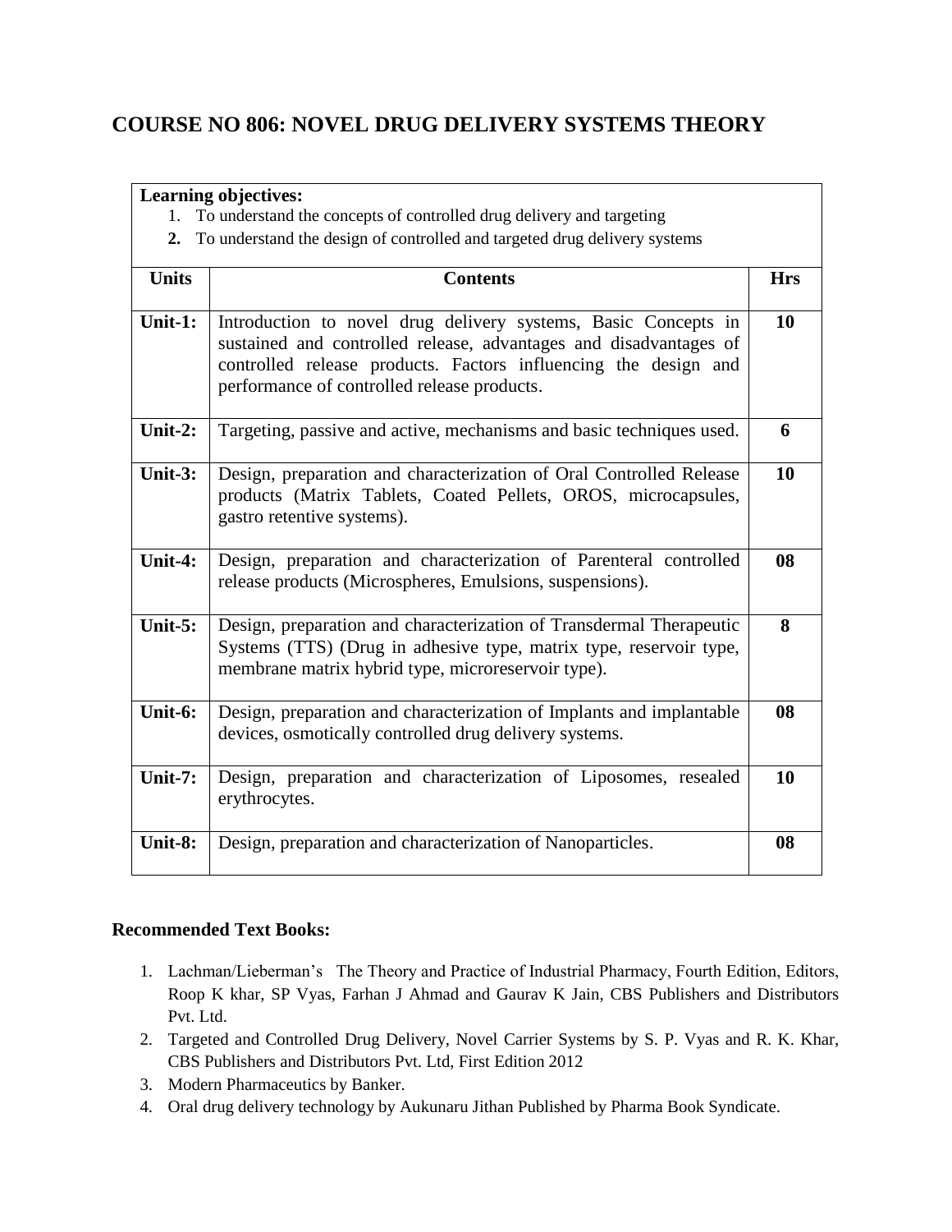# COURSE NO 806: NOVEL DRUG DELIVERY SYSTEMS THEORY

**Learning objectives:**

1. To understand the concepts of controlled drug delivery and targeting
2. **2.** To understand the design of controlled and targeted drug delivery systems

| Units | Contents | Hrs |
|---|---|---|
| **Unit-1:** | Introduction to novel drug delivery systems, Basic Concepts in sustained and controlled release, advantages and disadvantages of controlled release products. Factors influencing the design and performance of controlled release products. | **10** |
| **Unit-2:** | Targeting, passive and active, mechanisms and basic techniques used. | **6** |
| **Unit-3:** | Design, preparation and characterization of Oral Controlled Release products (Matrix Tablets, Coated Pellets, OROS, microcapsules, gastro retentive systems). | **10** |
| **Unit-4:** | Design, preparation and characterization of Parenteral controlled release products (Microspheres, Emulsions, suspensions). | **08** |
| **Unit-5:** | Design, preparation and characterization of Transdermal Therapeutic Systems (TTS) (Drug in adhesive type, matrix type, reservoir type, membrane matrix hybrid type, microreservoir type). | **8** |
| **Unit-6:** | Design, preparation and characterization of Implants and implantable devices, osmotically controlled drug delivery systems. | **08** |
| **Unit-7:** | Design, preparation and characterization of Liposomes, resealed erythrocytes. | **10** |
| **Unit-8:** | Design, preparation and characterization of Nanoparticles. | **08** |

## Recommended Text Books:

1. Lachman/Lieberman's The Theory and Practice of Industrial Pharmacy, Fourth Edition, Editors, Roop K khar, SP Vyas, Farhan J Ahmad and Gaurav K Jain, CBS Publishers and Distributors Pvt. Ltd.
2. Targeted and Controlled Drug Delivery, Novel Carrier Systems by S. P. Vyas and R. K. Khar, CBS Publishers and Distributors Pvt. Ltd, First Edition 2012
3. Modern Pharmaceutics by Banker.
4. Oral drug delivery technology by Aukunaru Jithan Published by Pharma Book Syndicate.